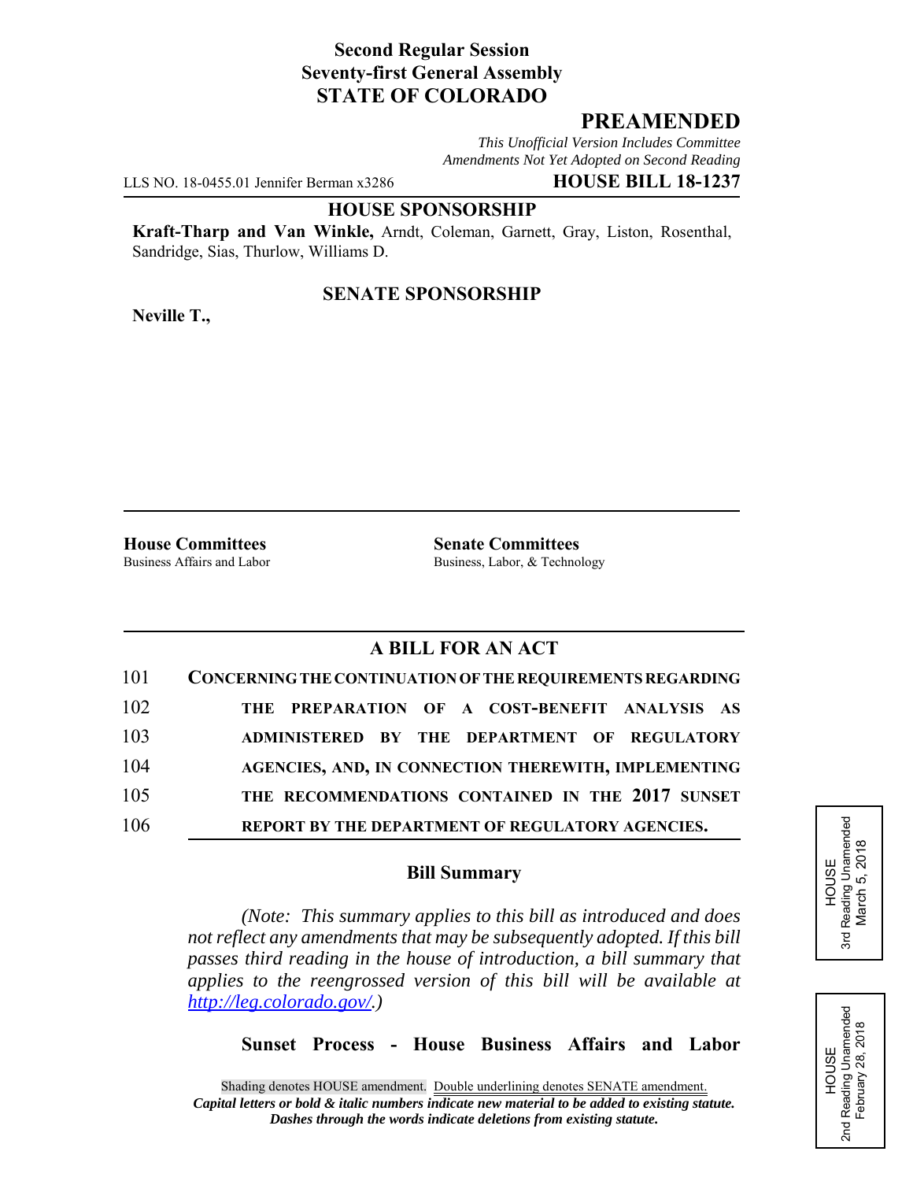**Second Regular Session**
**Seventy-first General Assembly**
**STATE OF COLORADO**

# PREAMENDED

*This Unofficial Version Includes Committee Amendments Not Yet Adopted on Second Reading*

LLS NO. 18-0455.01 Jennifer Berman x3286 **HOUSE BILL 18-1237**

**HOUSE SPONSORSHIP**

**Kraft-Tharp and Van Winkle,** Arndt, Coleman, Garnett, Gray, Liston, Rosenthal, Sandridge, Sias, Thurlow, Williams D.

**SENATE SPONSORSHIP**

**Neville T.,**

**House Committees**
Business Affairs and Labor

**Senate Committees**
Business, Labor, & Technology

## A BILL FOR AN ACT

101 **CONCERNING THE CONTINUATION OF THE REQUIREMENTS REGARDING**
102 **THE PREPARATION OF A COST-BENEFIT ANALYSIS AS**
103 **ADMINISTERED BY THE DEPARTMENT OF REGULATORY**
104 **AGENCIES, AND, IN CONNECTION THEREWITH, IMPLEMENTING**
105 **THE RECOMMENDATIONS CONTAINED IN THE 2017 SUNSET**
106 **REPORT BY THE DEPARTMENT OF REGULATORY AGENCIES.**

### Bill Summary

*(Note: This summary applies to this bill as introduced and does not reflect any amendments that may be subsequently adopted. If this bill passes third reading in the house of introduction, a bill summary that applies to the reengrossed version of this bill will be available at http://leg.colorado.gov/.)*

**Sunset Process - House Business Affairs and Labor**

HOUSE
3rd Reading Unamended
March 5, 2018

HOUSE
2nd Reading Unamended
February 28, 2018

Shading denotes HOUSE amendment. Double underlining denotes SENATE amendment.
*Capital letters or bold & italic numbers indicate new material to be added to existing statute.*
*Dashes through the words indicate deletions from existing statute.*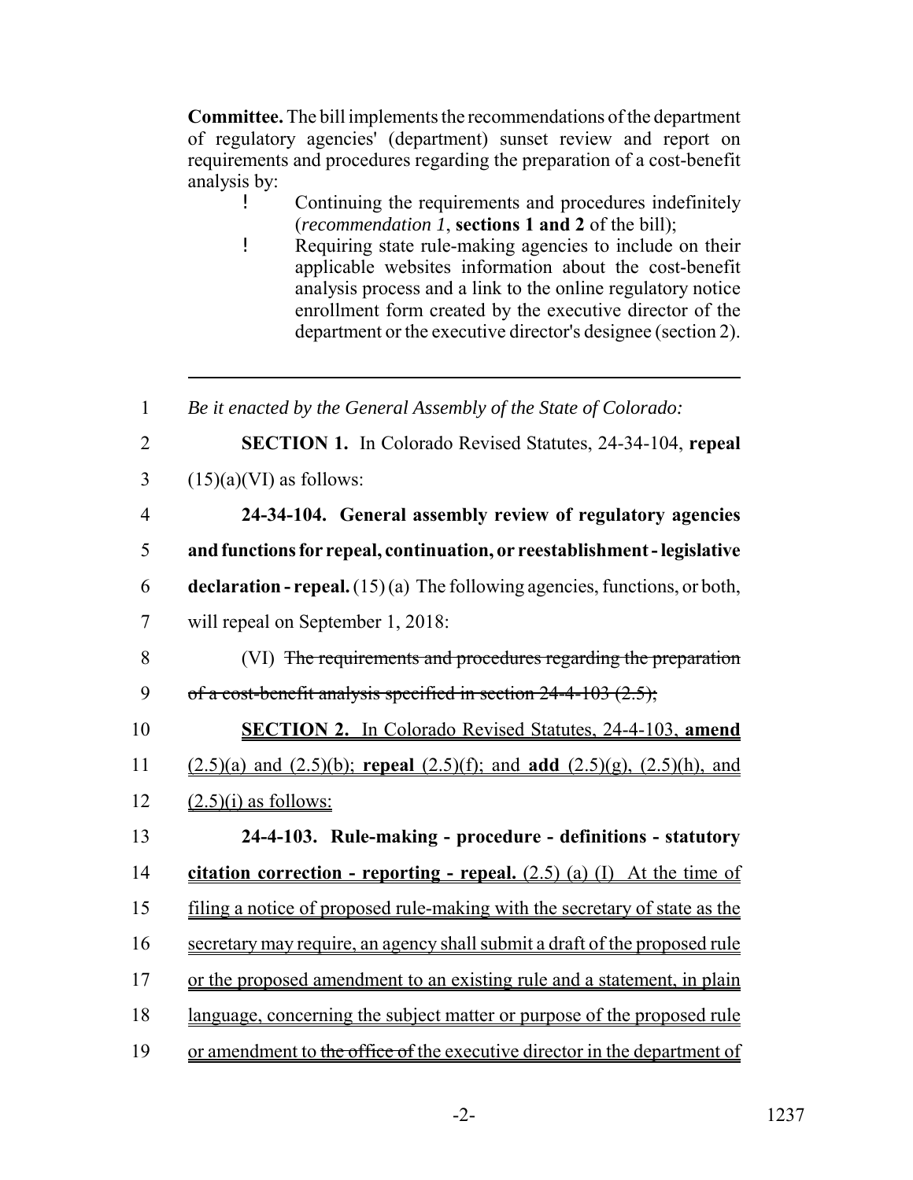**Committee.** The bill implements the recommendations of the department of regulatory agencies' (department) sunset review and report on requirements and procedures regarding the preparation of a cost-benefit analysis by:

- Continuing the requirements and procedures indefinitely (*recommendation 1*, **sections 1 and 2** of the bill);
- Requiring state rule-making agencies to include on their applicable websites information about the cost-benefit analysis process and a link to the online regulatory notice enrollment form created by the executive director of the department or the executive director's designee (section 2).

---

1 *Be it enacted by the General Assembly of the State of Colorado:*

2 **SECTION 1.** In Colorado Revised Statutes, 24-34-104, **repeal**
3 (15)(a)(VI) as follows:

4 **24-34-104. General assembly review of regulatory agencies**
5 **and functions for repeal, continuation, or reestablishment - legislative**
6 **declaration - repeal.** (15) (a) The following agencies, functions, or both,
7 will repeal on September 1, 2018:

8 (VI) ~~The requirements and procedures regarding the preparation~~
9 ~~of a cost-benefit analysis specified in section 24-4-103 (2.5);~~

10 **SECTION 2.** In Colorado Revised Statutes, 24-4-103, **amend**
11 (2.5)(a) and (2.5)(b); **repeal** (2.5)(f); and **add** (2.5)(g), (2.5)(h), and
12 (2.5)(i) as follows:

13 **24-4-103. Rule-making - procedure - definitions - statutory**
14 **citation correction - reporting - repeal.** (2.5) (a) (I) At the time of
15 filing a notice of proposed rule-making with the secretary of state as the
16 secretary may require, an agency shall submit a draft of the proposed rule
17 or the proposed amendment to an existing rule and a statement, in plain
18 language, concerning the subject matter or purpose of the proposed rule
19 or amendment to ~~the office of~~ the executive director in the department of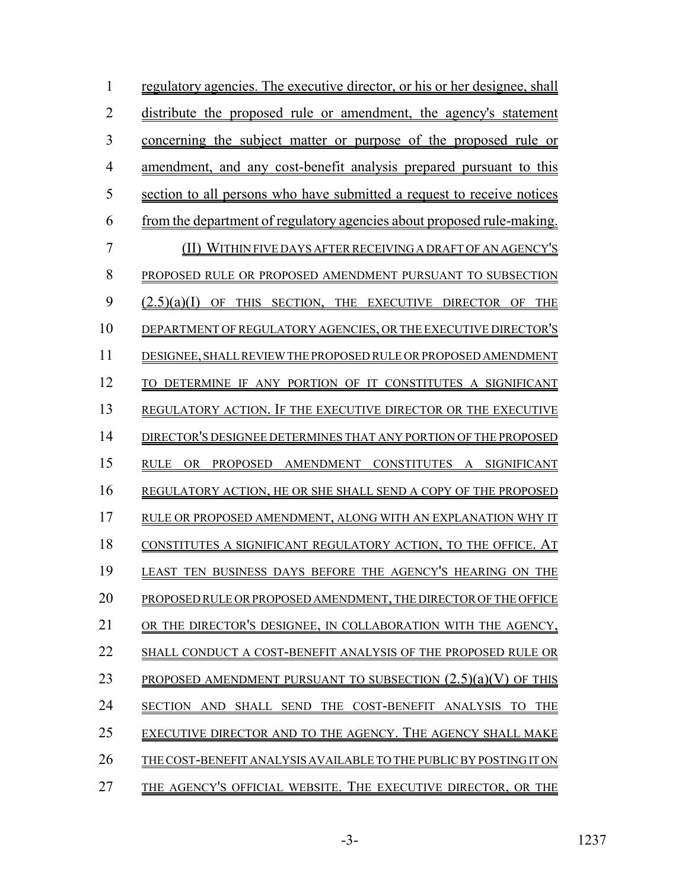regulatory agencies. The executive director, or his or her designee, shall distribute the proposed rule or amendment, the agency's statement concerning the subject matter or purpose of the proposed rule or amendment, and any cost-benefit analysis prepared pursuant to this section to all persons who have submitted a request to receive notices from the department of regulatory agencies about proposed rule-making.

(II) WITHIN FIVE DAYS AFTER RECEIVING A DRAFT OF AN AGENCY'S PROPOSED RULE OR PROPOSED AMENDMENT PURSUANT TO SUBSECTION (2.5)(a)(I) OF THIS SECTION, THE EXECUTIVE DIRECTOR OF THE DEPARTMENT OF REGULATORY AGENCIES, OR THE EXECUTIVE DIRECTOR'S DESIGNEE, SHALL REVIEW THE PROPOSED RULE OR PROPOSED AMENDMENT TO DETERMINE IF ANY PORTION OF IT CONSTITUTES A SIGNIFICANT REGULATORY ACTION. IF THE EXECUTIVE DIRECTOR OR THE EXECUTIVE DIRECTOR'S DESIGNEE DETERMINES THAT ANY PORTION OF THE PROPOSED RULE OR PROPOSED AMENDMENT CONSTITUTES A SIGNIFICANT REGULATORY ACTION, HE OR SHE SHALL SEND A COPY OF THE PROPOSED RULE OR PROPOSED AMENDMENT, ALONG WITH AN EXPLANATION WHY IT CONSTITUTES A SIGNIFICANT REGULATORY ACTION, TO THE OFFICE. AT LEAST TEN BUSINESS DAYS BEFORE THE AGENCY'S HEARING ON THE PROPOSED RULE OR PROPOSED AMENDMENT, THE DIRECTOR OF THE OFFICE OR THE DIRECTOR'S DESIGNEE, IN COLLABORATION WITH THE AGENCY, SHALL CONDUCT A COST-BENEFIT ANALYSIS OF THE PROPOSED RULE OR PROPOSED AMENDMENT PURSUANT TO SUBSECTION (2.5)(a)(V) OF THIS SECTION AND SHALL SEND THE COST-BENEFIT ANALYSIS TO THE EXECUTIVE DIRECTOR AND TO THE AGENCY. THE AGENCY SHALL MAKE THE COST-BENEFIT ANALYSIS AVAILABLE TO THE PUBLIC BY POSTING IT ON THE AGENCY'S OFFICIAL WEBSITE. THE EXECUTIVE DIRECTOR, OR THE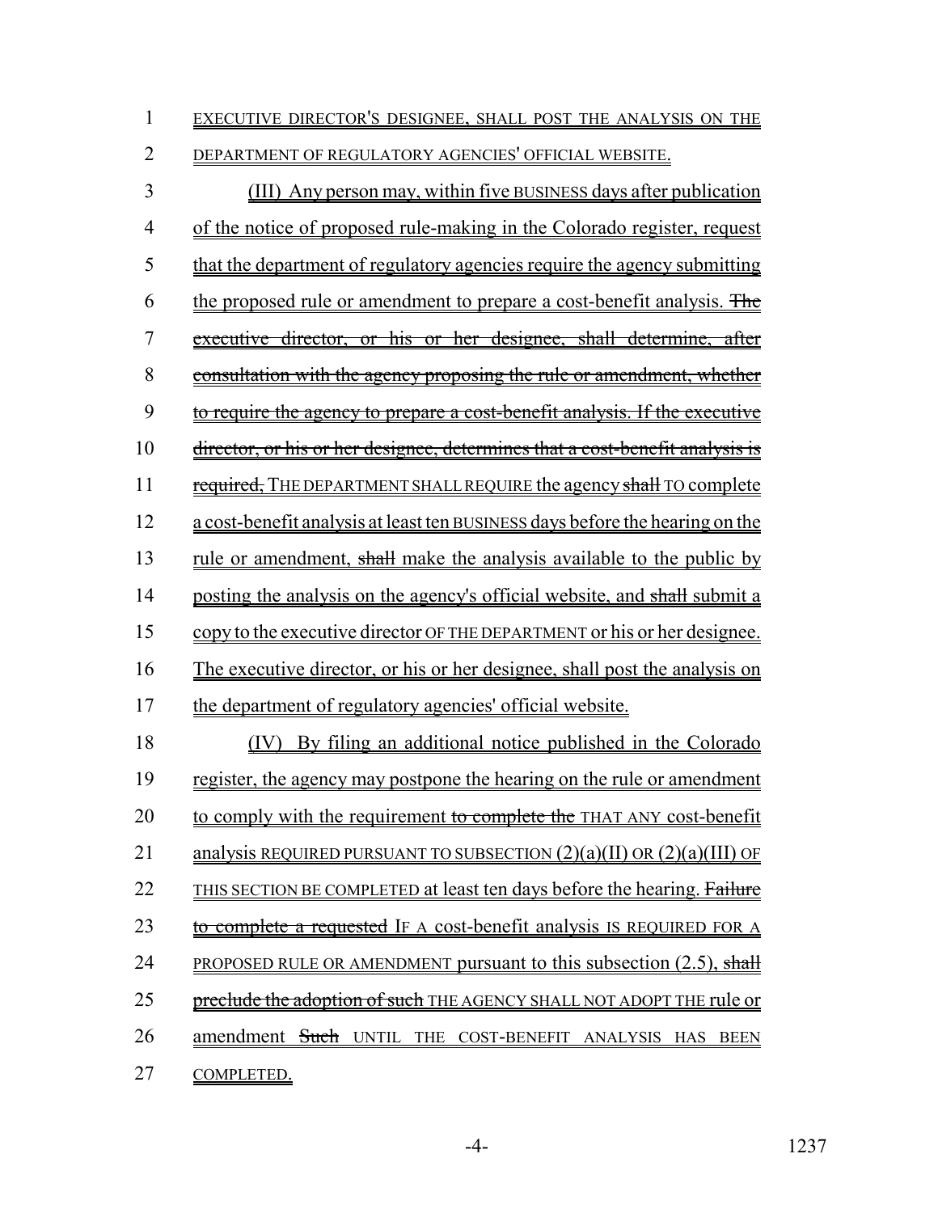EXECUTIVE DIRECTOR'S DESIGNEE, SHALL POST THE ANALYSIS ON THE DEPARTMENT OF REGULATORY AGENCIES' OFFICIAL WEBSITE.

(III) Any person may, within five BUSINESS days after publication of the notice of proposed rule-making in the Colorado register, request that the department of regulatory agencies require the agency submitting the proposed rule or amendment to prepare a cost-benefit analysis. ~~The executive director, or his or her designee, shall determine, after consultation with the agency proposing the rule or amendment, whether to require the agency to prepare a cost-benefit analysis. If the executive director, or his or her designee, determines that a cost-benefit analysis is required,~~ THE DEPARTMENT SHALL REQUIRE the agency ~~shall~~ TO complete a cost-benefit analysis at least ten BUSINESS days before the hearing on the rule or amendment, ~~shall~~ make the analysis available to the public by posting the analysis on the agency's official website, and ~~shall~~ submit a copy to the executive director OF THE DEPARTMENT or his or her designee. The executive director, or his or her designee, shall post the analysis on the department of regulatory agencies' official website.

(IV) By filing an additional notice published in the Colorado register, the agency may postpone the hearing on the rule or amendment to comply with the requirement ~~to complete the~~ THAT ANY cost-benefit analysis REQUIRED PURSUANT TO SUBSECTION (2)(a)(II) OR (2)(a)(III) OF THIS SECTION BE COMPLETED at least ten days before the hearing. ~~Failure to complete a requested~~ IF A cost-benefit analysis IS REQUIRED FOR A PROPOSED RULE OR AMENDMENT pursuant to this subsection (2.5), ~~shall preclude the adoption of such~~ THE AGENCY SHALL NOT ADOPT THE rule or amendment ~~Such~~ UNTIL THE COST-BENEFIT ANALYSIS HAS BEEN COMPLETED.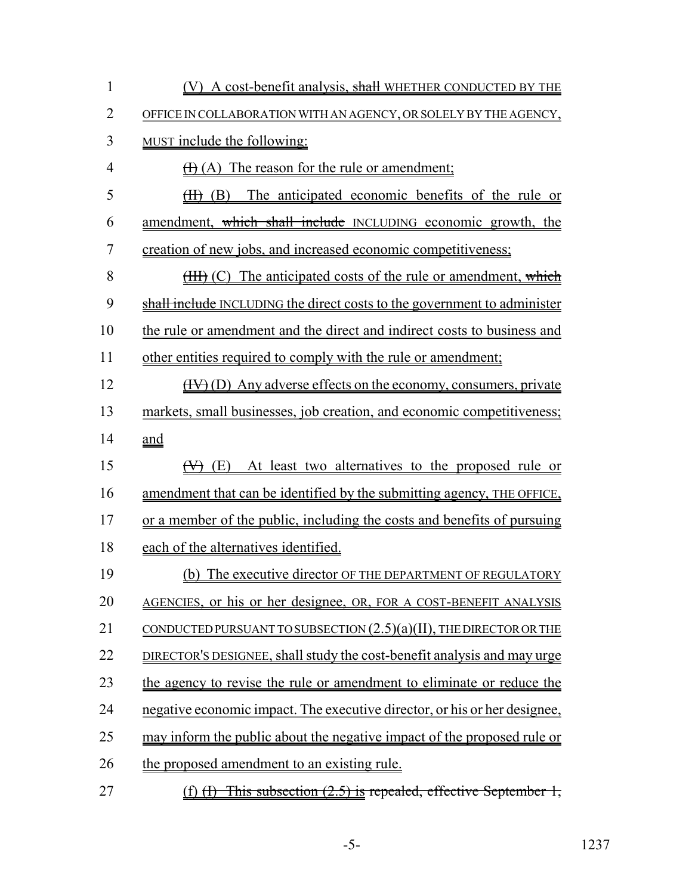(V) A cost-benefit analysis, ~~shall~~ WHETHER CONDUCTED BY THE OFFICE IN COLLABORATION WITH AN AGENCY, OR SOLELY BY THE AGENCY, MUST include the following:

~~(I)~~ (A) The reason for the rule or amendment;

~~(II)~~ (B) The anticipated economic benefits of the rule or amendment, ~~which shall include~~ INCLUDING economic growth, the creation of new jobs, and increased economic competitiveness;

~~(III)~~ (C) The anticipated costs of the rule or amendment, ~~which shall include~~ INCLUDING the direct costs to the government to administer the rule or amendment and the direct and indirect costs to business and other entities required to comply with the rule or amendment;

~~(IV)~~ (D) Any adverse effects on the economy, consumers, private markets, small businesses, job creation, and economic competitiveness; and

~~(V)~~ (E) At least two alternatives to the proposed rule or amendment that can be identified by the submitting agency, THE OFFICE, or a member of the public, including the costs and benefits of pursuing each of the alternatives identified.

(b) The executive director OF THE DEPARTMENT OF REGULATORY AGENCIES, or his or her designee, OR, FOR A COST-BENEFIT ANALYSIS CONDUCTED PURSUANT TO SUBSECTION (2.5)(a)(II), THE DIRECTOR OR THE DIRECTOR'S DESIGNEE, shall study the cost-benefit analysis and may urge the agency to revise the rule or amendment to eliminate or reduce the negative economic impact. The executive director, or his or her designee, may inform the public about the negative impact of the proposed rule or the proposed amendment to an existing rule.

(f) ~~(I)~~ This subsection (2.5) is ~~repealed, effective September 1,~~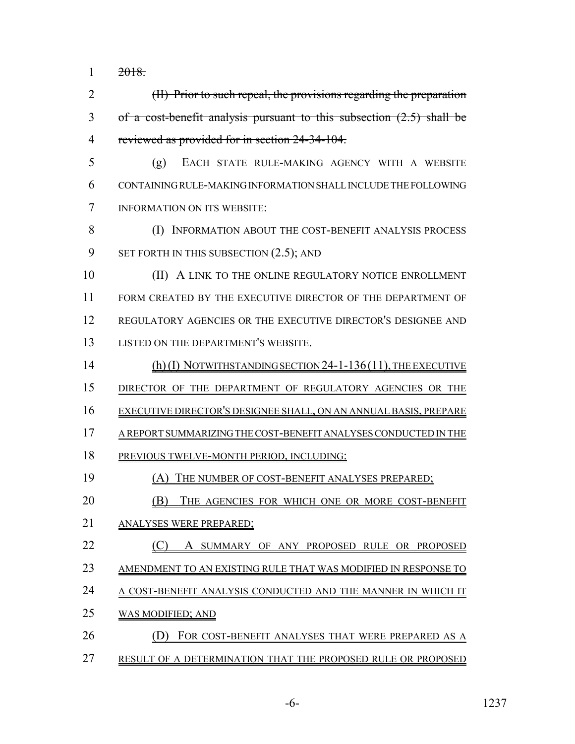~~2018.~~

~~(II) Prior to such repeal, the provisions regarding the preparation of a cost-benefit analysis pursuant to this subsection (2.5) shall be reviewed as provided for in section 24-34-104.~~

(g) EACH STATE RULE-MAKING AGENCY WITH A WEBSITE CONTAINING RULE-MAKING INFORMATION SHALL INCLUDE THE FOLLOWING INFORMATION ON ITS WEBSITE:

(I) INFORMATION ABOUT THE COST-BENEFIT ANALYSIS PROCESS SET FORTH IN THIS SUBSECTION (2.5); AND

(II) A LINK TO THE ONLINE REGULATORY NOTICE ENROLLMENT FORM CREATED BY THE EXECUTIVE DIRECTOR OF THE DEPARTMENT OF REGULATORY AGENCIES OR THE EXECUTIVE DIRECTOR'S DESIGNEE AND LISTED ON THE DEPARTMENT'S WEBSITE.

<u>(h) (I) NOTWITHSTANDING SECTION 24-1-136 (11), THE EXECUTIVE DIRECTOR OF THE DEPARTMENT OF REGULATORY AGENCIES OR THE EXECUTIVE DIRECTOR'S DESIGNEE SHALL, ON AN ANNUAL BASIS, PREPARE A REPORT SUMMARIZING THE COST-BENEFIT ANALYSES CONDUCTED IN THE PREVIOUS TWELVE-MONTH PERIOD, INCLUDING:</u>

<u>(A) THE NUMBER OF COST-BENEFIT ANALYSES PREPARED;</u>

<u>(B) THE AGENCIES FOR WHICH ONE OR MORE COST-BENEFIT ANALYSES WERE PREPARED;</u>

<u>(C) A SUMMARY OF ANY PROPOSED RULE OR PROPOSED AMENDMENT TO AN EXISTING RULE THAT WAS MODIFIED IN RESPONSE TO A COST-BENEFIT ANALYSIS CONDUCTED AND THE MANNER IN WHICH IT WAS MODIFIED; AND</u>

<u>(D) FOR COST-BENEFIT ANALYSES THAT WERE PREPARED AS A RESULT OF A DETERMINATION THAT THE PROPOSED RULE OR PROPOSED</u>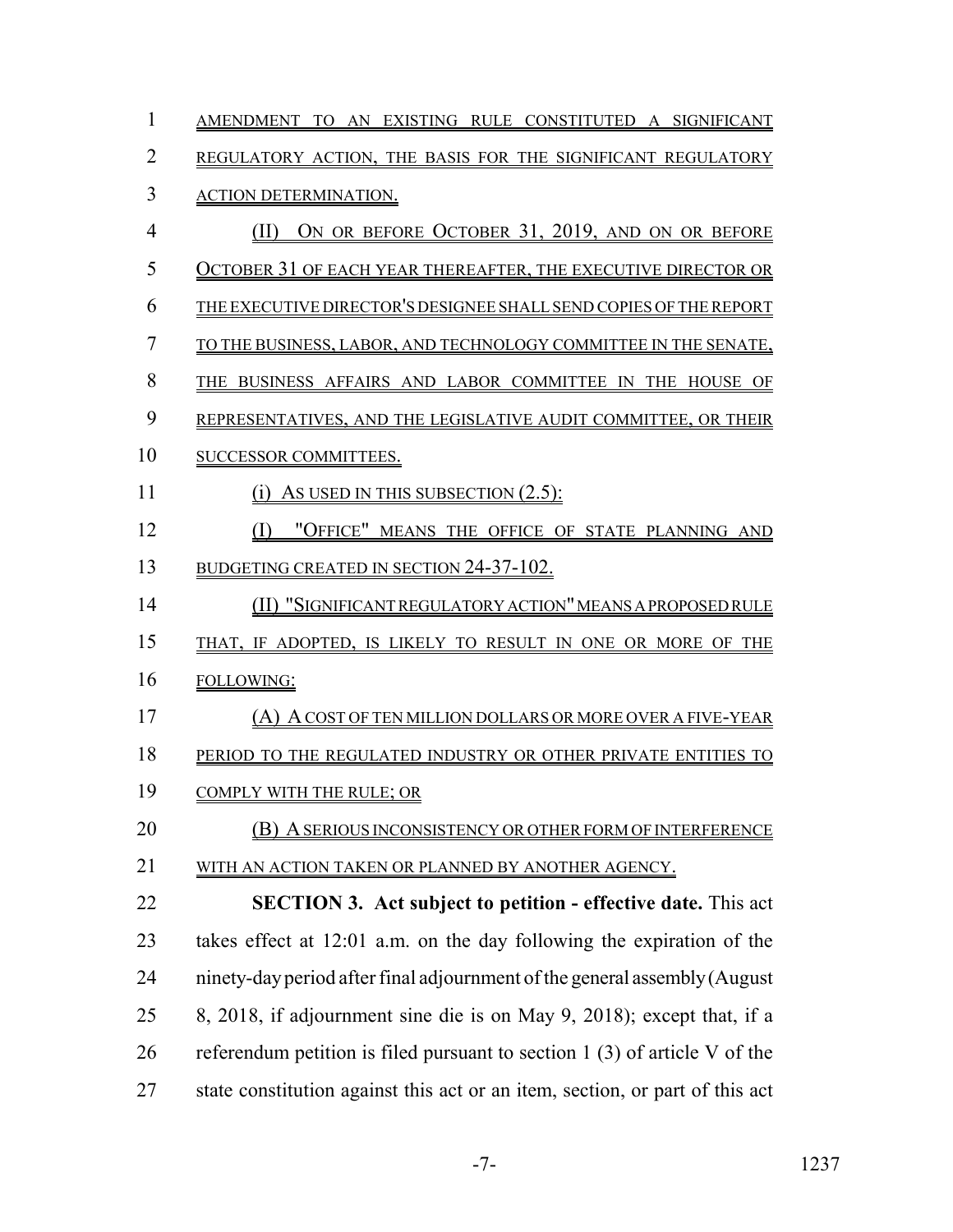AMENDMENT TO AN EXISTING RULE CONSTITUTED A SIGNIFICANT REGULATORY ACTION, THE BASIS FOR THE SIGNIFICANT REGULATORY ACTION DETERMINATION.

(II) ON OR BEFORE OCTOBER 31, 2019, AND ON OR BEFORE OCTOBER 31 OF EACH YEAR THEREAFTER, THE EXECUTIVE DIRECTOR OR THE EXECUTIVE DIRECTOR'S DESIGNEE SHALL SEND COPIES OF THE REPORT TO THE BUSINESS, LABOR, AND TECHNOLOGY COMMITTEE IN THE SENATE, THE BUSINESS AFFAIRS AND LABOR COMMITTEE IN THE HOUSE OF REPRESENTATIVES, AND THE LEGISLATIVE AUDIT COMMITTEE, OR THEIR SUCCESSOR COMMITTEES.

(i) AS USED IN THIS SUBSECTION (2.5):

(I) "OFFICE" MEANS THE OFFICE OF STATE PLANNING AND BUDGETING CREATED IN SECTION 24-37-102.

(II) "SIGNIFICANT REGULATORY ACTION" MEANS A PROPOSED RULE THAT, IF ADOPTED, IS LIKELY TO RESULT IN ONE OR MORE OF THE FOLLOWING:

(A) A COST OF TEN MILLION DOLLARS OR MORE OVER A FIVE-YEAR PERIOD TO THE REGULATED INDUSTRY OR OTHER PRIVATE ENTITIES TO COMPLY WITH THE RULE; OR

(B) A SERIOUS INCONSISTENCY OR OTHER FORM OF INTERFERENCE WITH AN ACTION TAKEN OR PLANNED BY ANOTHER AGENCY.

**SECTION 3. Act subject to petition - effective date.** This act takes effect at 12:01 a.m. on the day following the expiration of the ninety-day period after final adjournment of the general assembly (August 8, 2018, if adjournment sine die is on May 9, 2018); except that, if a referendum petition is filed pursuant to section 1 (3) of article V of the state constitution against this act or an item, section, or part of this act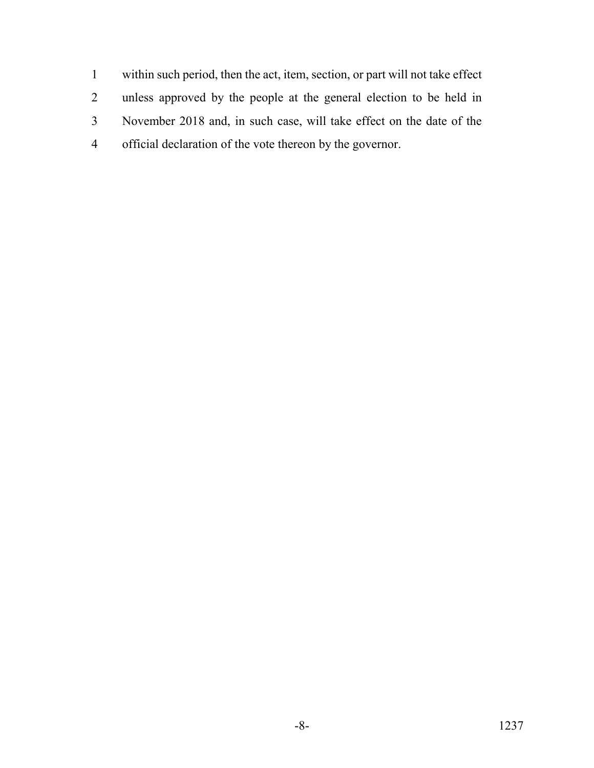within such period, then the act, item, section, or part will not take effect unless approved by the people at the general election to be held in November 2018 and, in such case, will take effect on the date of the official declaration of the vote thereon by the governor.